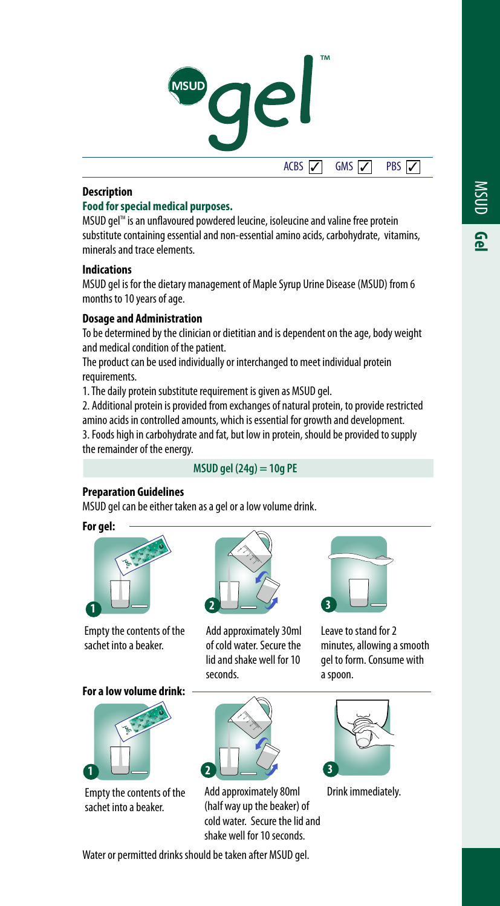# MSUD gel™

ACBS ✓ GMS ✓ PBS ✓

### Description

**Food for special medical purposes.**

MSUD gel™ is an unflavoured powdered leucine, isoleucine and valine free protein substitute containing essential and non-essential amino acids, carbohydrate, vitamins, minerals and trace elements.

### Indications

MSUD gel is for the dietary management of Maple Syrup Urine Disease (MSUD) from 6 months to 10 years of age.

### Dosage and Administration

To be determined by the clinician or dietitian and is dependent on the age, body weight and medical condition of the patient.

The product can be used individually or interchanged to meet individual protein requirements.

1. The daily protein substitute requirement is given as MSUD gel.
2. Additional protein is provided from exchanges of natural protein, to provide restricted amino acids in controlled amounts, which is essential for growth and development.
3. Foods high in carbohydrate and fat, but low in protein, should be provided to supply the remainder of the energy.

**MSUD gel (24g) = 10g PE**

### Preparation Guidelines

MSUD gel can be either taken as a gel or a low volume drink.

**For gel:**

1. Empty the contents of the sachet into a beaker.
2. Add approximately 30ml of cold water. Secure the lid and shake well for 10 seconds.
3. Leave to stand for 2 minutes, allowing a smooth gel to form. Consume with a spoon.

**For a low volume drink:**

1. Empty the contents of the sachet into a beaker.
2. Add approximately 80ml (half way up the beaker) of cold water. Secure the lid and shake well for 10 seconds.
3. Drink immediately.

Water or permitted drinks should be taken after MSUD gel.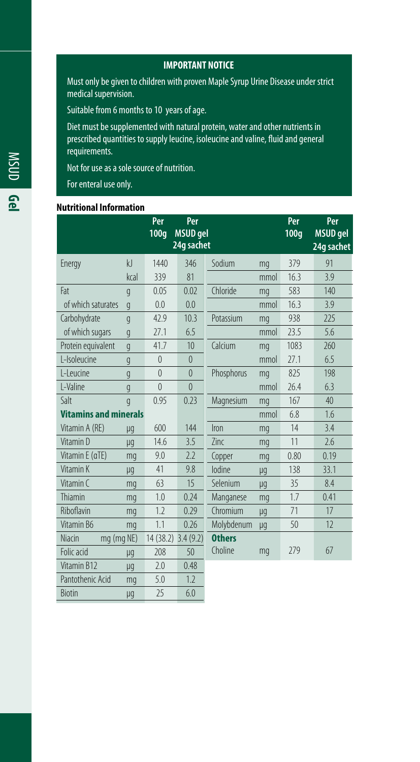## IMPORTANT NOTICE

Must only be given to children with proven Maple Syrup Urine Disease under strict medical supervision.

Suitable from 6 months to 10 years of age.

Diet must be supplemented with natural protein, water and other nutrients in prescribed quantities to supply leucine, isoleucine and valine, fluid and general requirements.

Not for use as a sole source of nutrition.

For enteral use only.

### Nutritional Information

| | | Per 100g | Per MSUD gel 24g sachet | | | Per 100g | Per MSUD gel 24g sachet |
|---|---|---|---|---|---|---|---|
| Energy | kJ | 1440 | 346 | Sodium | mg | 379 | 91 |
| | kcal | 339 | 81 | | mmol | 16.3 | 3.9 |
| Fat | g | 0.05 | 0.02 | Chloride | mg | 583 | 140 |
| of which saturates | g | 0.0 | 0.0 | | mmol | 16.3 | 3.9 |
| Carbohydrate | g | 42.9 | 10.3 | Potassium | mg | 938 | 225 |
| of which sugars | g | 27.1 | 6.5 | | mmol | 23.5 | 5.6 |
| Protein equivalent | g | 41.7 | 10 | Calcium | mg | 1083 | 260 |
| L-Isoleucine | g | 0 | 0 | | mmol | 27.1 | 6.5 |
| L-Leucine | g | 0 | 0 | Phosphorus | mg | 825 | 198 |
| L-Valine | g | 0 | 0 | | mmol | 26.4 | 6.3 |
| Salt | g | 0.95 | 0.23 | Magnesium | mg | 167 | 40 |
| **Vitamins and minerals** | | | | | mmol | 6.8 | 1.6 |
| Vitamin A (RE) | µg | 600 | 144 | Iron | mg | 14 | 3.4 |
| Vitamin D | µg | 14.6 | 3.5 | Zinc | mg | 11 | 2.6 |
| Vitamin E (αTE) | mg | 9.0 | 2.2 | Copper | mg | 0.80 | 0.19 |
| Vitamin K | µg | 41 | 9.8 | Iodine | µg | 138 | 33.1 |
| Vitamin C | mg | 63 | 15 | Selenium | µg | 35 | 8.4 |
| Thiamin | mg | 1.0 | 0.24 | Manganese | mg | 1.7 | 0.41 |
| Riboflavin | mg | 1.2 | 0.29 | Chromium | µg | 71 | 17 |
| Vitamin B6 | mg | 1.1 | 0.26 | Molybdenum | µg | 50 | 12 |
| Niacin | mg (mg NE) | 14 (38.2) | 3.4 (9.2) | **Others** | | | |
| Folic acid | µg | 208 | 50 | Choline | mg | 279 | 67 |
| Vitamin B12 | µg | 2.0 | 0.48 | | | | |
| Pantothenic Acid | mg | 5.0 | 1.2 | | | | |
| Biotin | µg | 25 | 6.0 | | | | |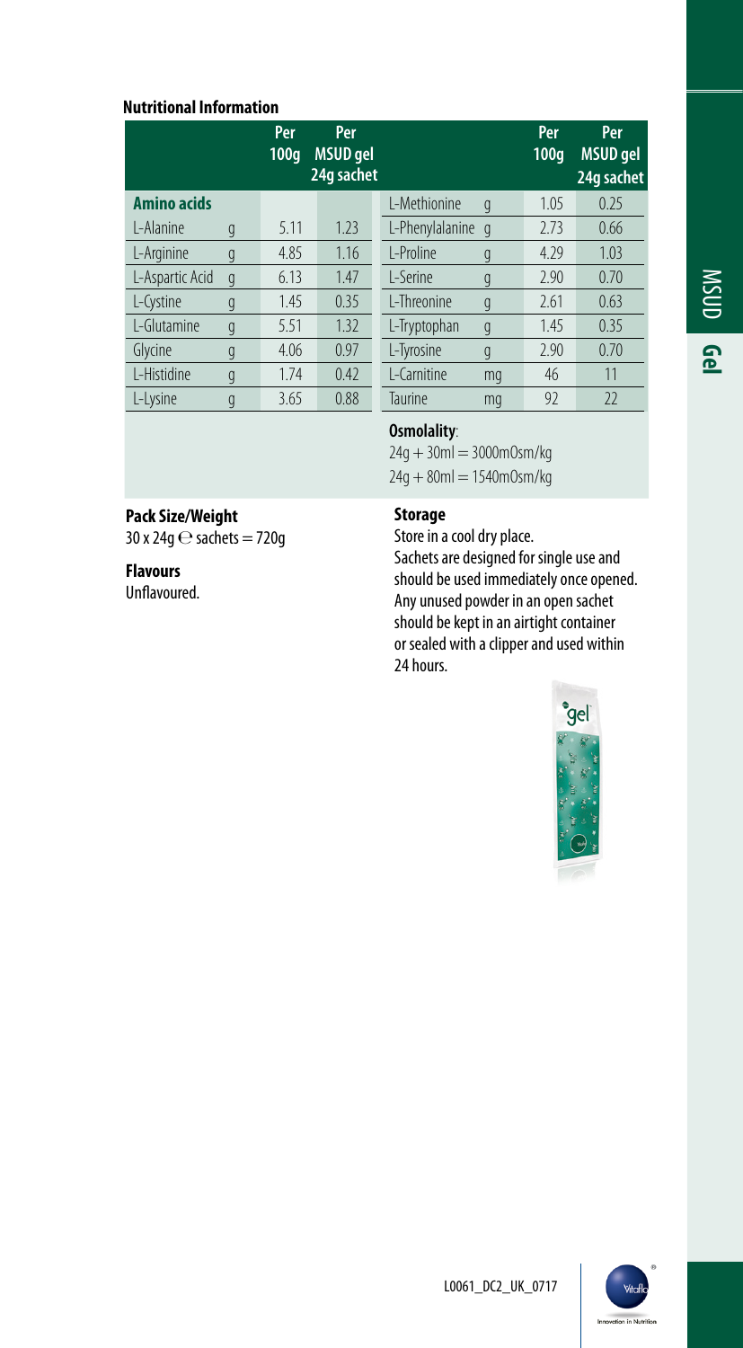**Nutritional Information**

| | | Per 100g | Per MSUD gel 24g sachet | | | Per 100g | Per MSUD gel 24g sachet |
|---|---|---|---|---|---|---|---|
| **Amino acids** | | | | L-Methionine | g | 1.05 | 0.25 |
| L-Alanine | g | 5.11 | 1.23 | L-Phenylalanine | g | 2.73 | 0.66 |
| L-Arginine | g | 4.85 | 1.16 | L-Proline | g | 4.29 | 1.03 |
| L-Aspartic Acid | g | 6.13 | 1.47 | L-Serine | g | 2.90 | 0.70 |
| L-Cystine | g | 1.45 | 0.35 | L-Threonine | g | 2.61 | 0.63 |
| L-Glutamine | g | 5.51 | 1.32 | L-Tryptophan | g | 1.45 | 0.35 |
| Glycine | g | 4.06 | 0.97 | L-Tyrosine | g | 2.90 | 0.70 |
| L-Histidine | g | 1.74 | 0.42 | L-Carnitine | mg | 46 | 11 |
| L-Lysine | g | 3.65 | 0.88 | Taurine | mg | 92 | 22 |

**Osmolality**:
24g + 30ml = 3000mOsm/kg
24g + 80ml = 1540mOsm/kg

**Pack Size/Weight**
30 x 24g ℮ sachets = 720g

**Flavours**
Unflavoured.

**Storage**
Store in a cool dry place.
Sachets are designed for single use and should be used immediately once opened. Any unused powder in an open sachet should be kept in an airtight container or sealed with a clipper and used within 24 hours.

L0061_DC2_UK_0717